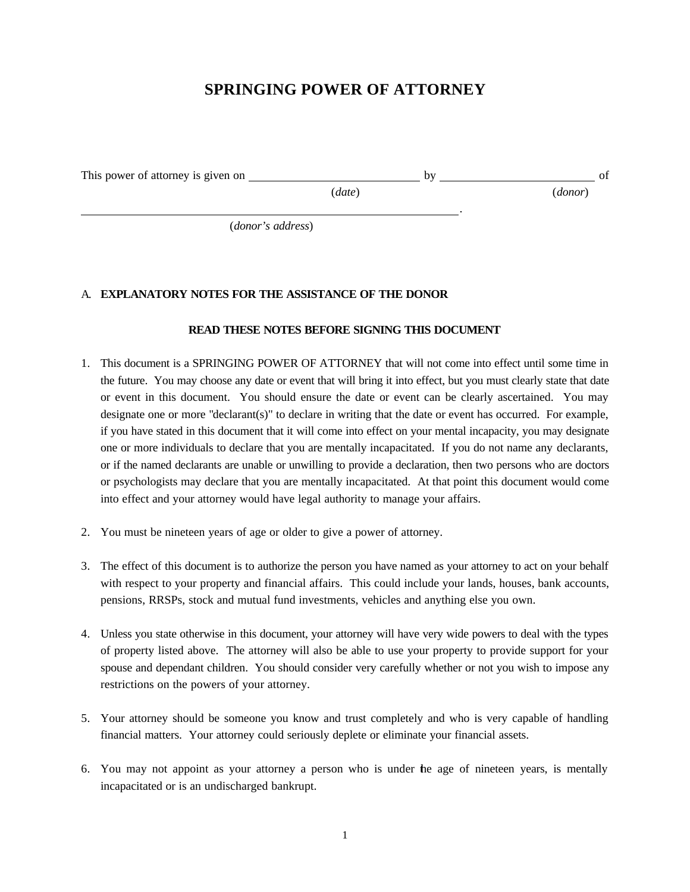# SPRINGING POWER OF ATTORNEY

This power of attorney is given on \_\_\_\_\_\_\_\_\_\_\_\_\_\_\_\_\_\_\_\_\_\_\_\_\_\_\_\_ by \_\_\_\_\_\_\_\_\_\_\_\_\_\_\_\_\_\_\_\_\_\_\_\_\_\_ of
(*date*) (*donor*)

\_\_\_\_\_\_\_\_\_\_\_\_\_\_\_\_\_\_\_\_\_\_\_\_\_\_\_\_\_\_\_\_\_\_\_\_\_\_\_\_\_\_\_\_\_\_\_\_\_\_\_\_\_\_\_\_\_\_\_\_\_\_.
(*donor's address*)

## A. EXPLANATORY NOTES FOR THE ASSISTANCE OF THE DONOR

**READ THESE NOTES BEFORE SIGNING THIS DOCUMENT**

1. This document is a SPRINGING POWER OF ATTORNEY that will not come into effect until some time in the future. You may choose any date or event that will bring it into effect, but you must clearly state that date or event in this document. You should ensure the date or event can be clearly ascertained. You may designate one or more "declarant(s)" to declare in writing that the date or event has occurred. For example, if you have stated in this document that it will come into effect on your mental incapacity, you may designate one or more individuals to declare that you are mentally incapacitated. If you do not name any declarants, or if the named declarants are unable or unwilling to provide a declaration, then two persons who are doctors or psychologists may declare that you are mentally incapacitated. At that point this document would come into effect and your attorney would have legal authority to manage your affairs.

2. You must be nineteen years of age or older to give a power of attorney.

3. The effect of this document is to authorize the person you have named as your attorney to act on your behalf with respect to your property and financial affairs. This could include your lands, houses, bank accounts, pensions, RRSPs, stock and mutual fund investments, vehicles and anything else you own.

4. Unless you state otherwise in this document, your attorney will have very wide powers to deal with the types of property listed above. The attorney will also be able to use your property to provide support for your spouse and dependant children. You should consider very carefully whether or not you wish to impose any restrictions on the powers of your attorney.

5. Your attorney should be someone you know and trust completely and who is very capable of handling financial matters. Your attorney could seriously deplete or eliminate your financial assets.

6. You may not appoint as your attorney a person who is under the age of nineteen years, is mentally incapacitated or is an undischarged bankrupt.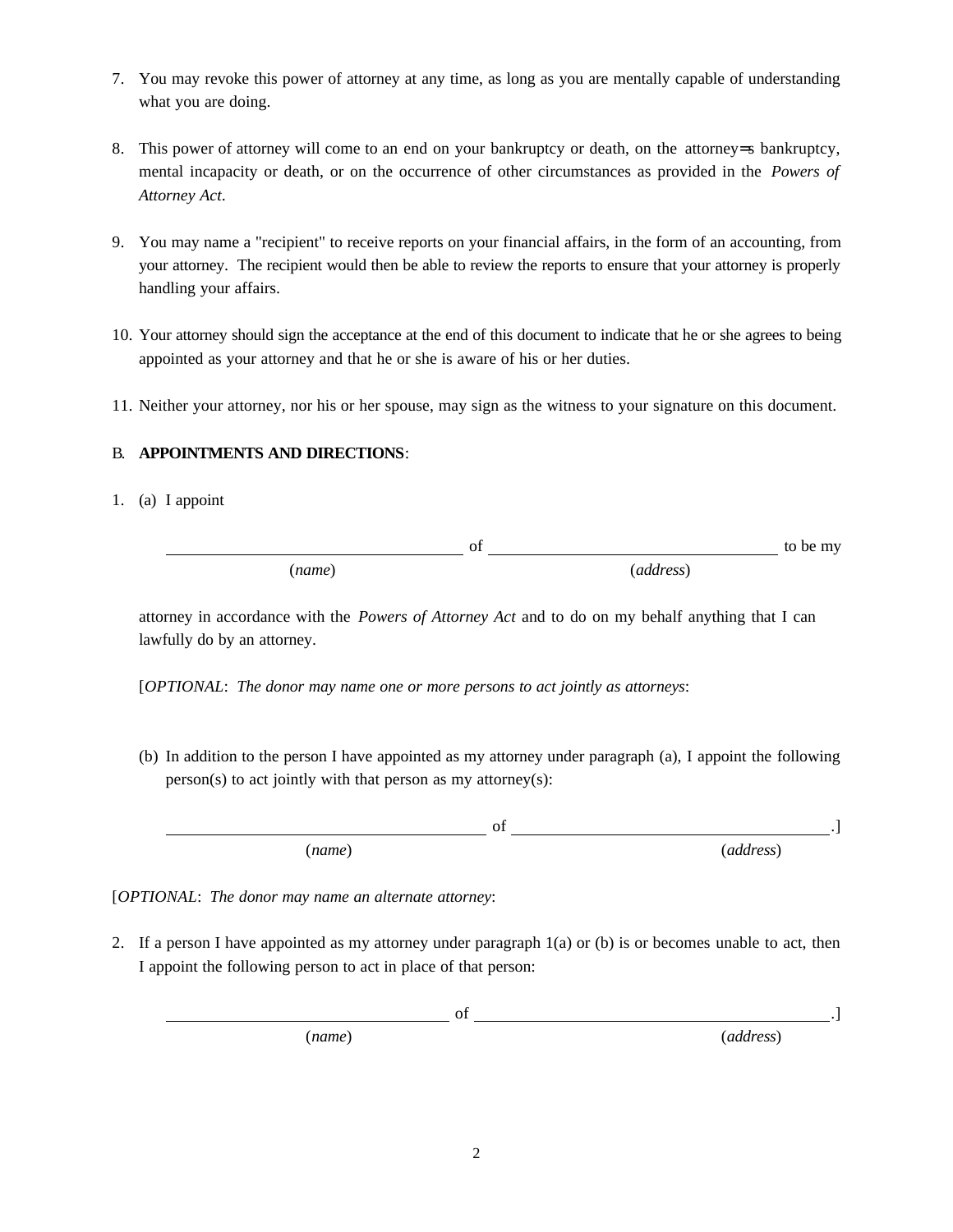7. You may revoke this power of attorney at any time, as long as you are mentally capable of understanding what you are doing.

8. This power of attorney will come to an end on your bankruptcy or death, on the attorney=s bankruptcy, mental incapacity or death, or on the occurrence of other circumstances as provided in the *Powers of Attorney Act*.

9. You may name a "recipient" to receive reports on your financial affairs, in the form of an accounting, from your attorney. The recipient would then be able to review the reports to ensure that your attorney is properly handling your affairs.

10. Your attorney should sign the acceptance at the end of this document to indicate that he or she agrees to being appointed as your attorney and that he or she is aware of his or her duties.

11. Neither your attorney, nor his or her spouse, may sign as the witness to your signature on this document.

B. **APPOINTMENTS AND DIRECTIONS**:

1. (a) I appoint

   ________________________________ of ________________________________ to be my
   (*name*) (*address*)

   attorney in accordance with the *Powers of Attorney Act* and to do on my behalf anything that I can lawfully do by an attorney.

   [*OPTIONAL*: *The donor may name one or more persons to act jointly as attorneys*:

   (b) In addition to the person I have appointed as my attorney under paragraph (a), I appoint the following person(s) to act jointly with that person as my attorney(s):

   ________________________________ of ________________________________.]
   (*name*) (*address*)

[*OPTIONAL*: *The donor may name an alternate attorney*:

2. If a person I have appointed as my attorney under paragraph 1(a) or (b) is or becomes unable to act, then I appoint the following person to act in place of that person:

   ________________________________ of ________________________________.]
   (*name*) (*address*)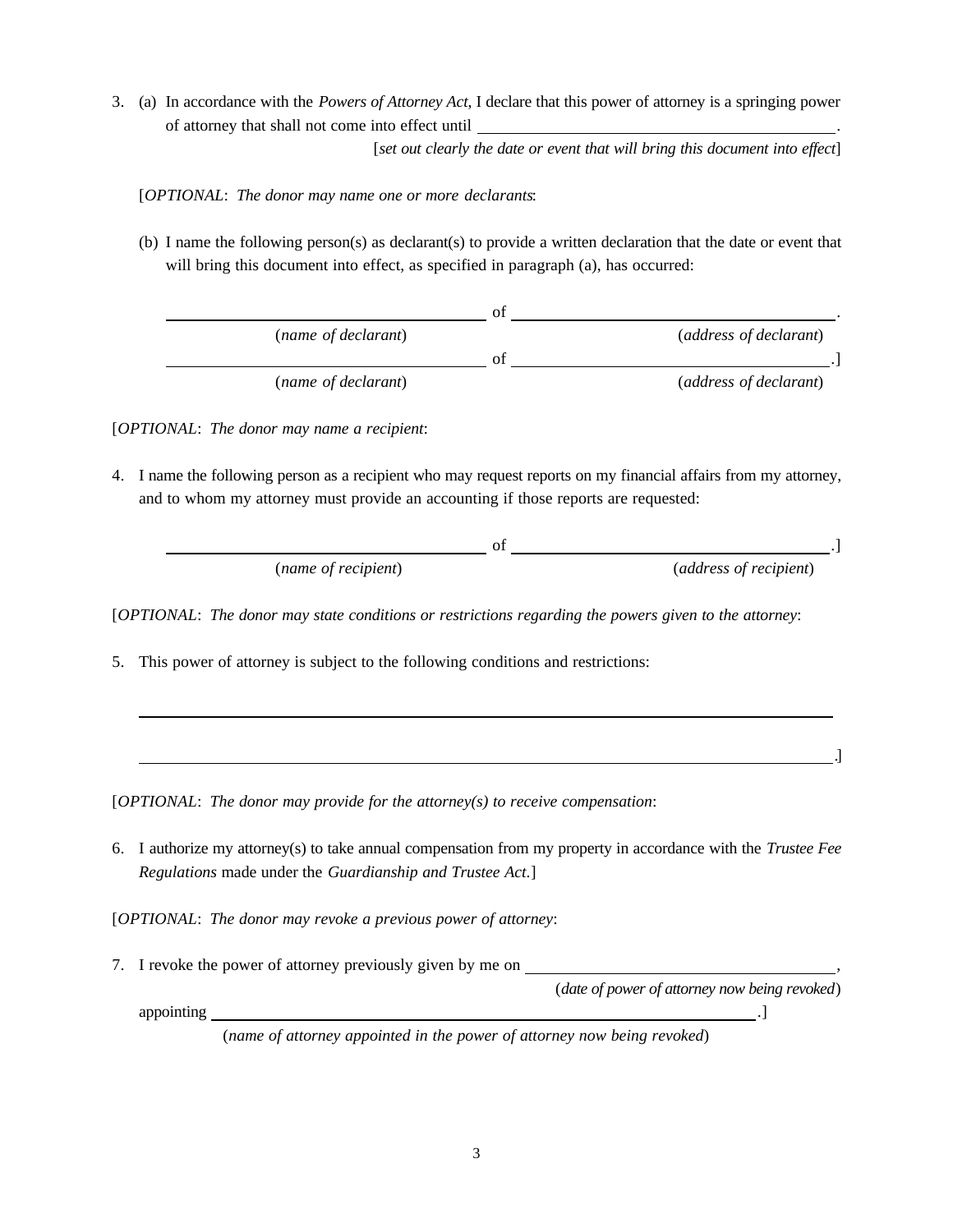3. (a) In accordance with the *Powers of Attorney Act*, I declare that this power of attorney is a springing power of attorney that shall not come into effect until ____________________________________________.

   [*set out clearly the date or event that will bring this document into effect*]

   [*OPTIONAL*: *The donor may name one or more declarants*:

   (b) I name the following person(s) as declarant(s) to provide a written declaration that the date or event that will bring this document into effect, as specified in paragraph (a), has occurred:

   ______________________________ of ______________________________.
   (*name of declarant*) (*address of declarant*)

   ______________________________ of ______________________________.]
   (*name of declarant*) (*address of declarant*)

[*OPTIONAL*: *The donor may name a recipient*:

4. I name the following person as a recipient who may request reports on my financial affairs from my attorney, and to whom my attorney must provide an accounting if those reports are requested:

   ______________________________ of ______________________________.]
   (*name of recipient*) (*address of recipient*)

[*OPTIONAL*: *The donor may state conditions or restrictions regarding the powers given to the attorney*:

5. This power of attorney is subject to the following conditions and restrictions:

   ____________________________________________________________________

   ____________________________________________________________________.]

[*OPTIONAL*: *The donor may provide for the attorney(s) to receive compensation*:

6. I authorize my attorney(s) to take annual compensation from my property in accordance with the *Trustee Fee Regulations* made under the *Guardianship and Trustee Act*.]

[*OPTIONAL*: *The donor may revoke a previous power of attorney*:

7. I revoke the power of attorney previously given by me on ______________________________,
   (*date of power of attorney now being revoked*)
   appointing ____________________________________________.]
   (*name of attorney appointed in the power of attorney now being revoked*)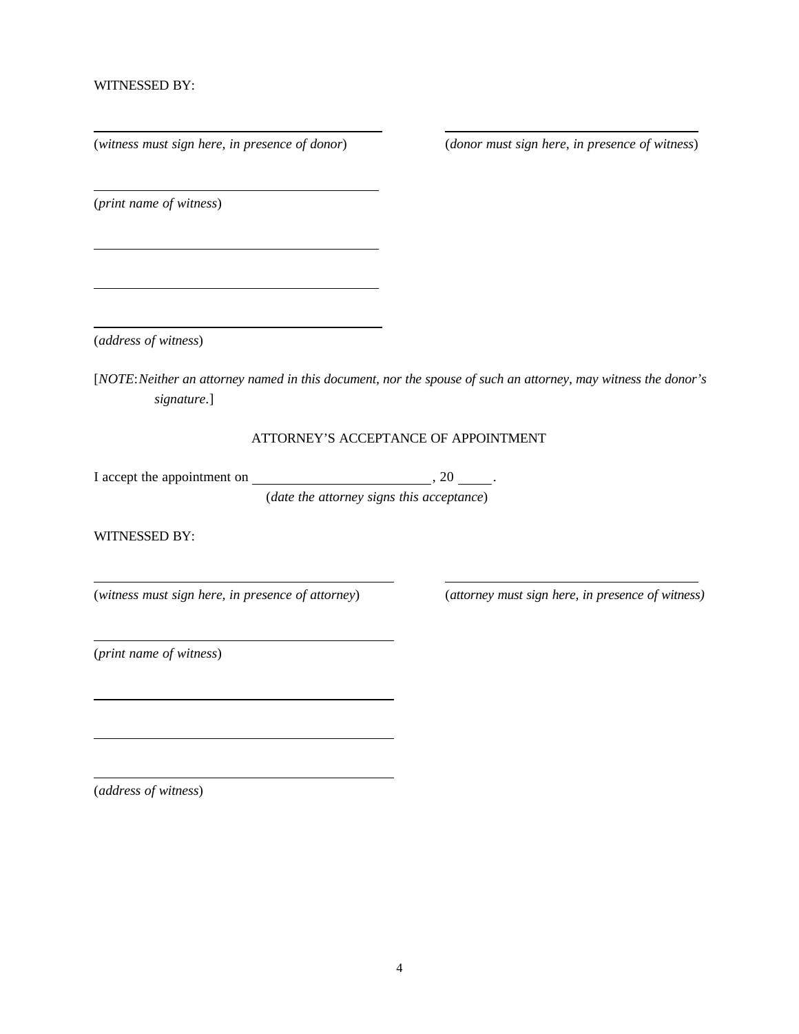WITNESSED BY:

\_\_\_\_\_\_\_\_\_\_\_\_\_\_\_\_\_\_\_\_\_\_\_\_\_\_\_\_\_\_\_\_\_\_\_\_\_\_\_\_
(*witness must sign here, in presence of donor*)

\_\_\_\_\_\_\_\_\_\_\_\_\_\_\_\_\_\_\_\_\_\_\_\_\_\_\_\_\_\_\_\_\_\_\_\_\_\_\_\_
(*donor must sign here, in presence of witness*)

\_\_\_\_\_\_\_\_\_\_\_\_\_\_\_\_\_\_\_\_\_\_\_\_\_\_\_\_\_\_\_\_\_\_\_\_\_\_\_\_
(*print name of witness*)

\_\_\_\_\_\_\_\_\_\_\_\_\_\_\_\_\_\_\_\_\_\_\_\_\_\_\_\_\_\_\_\_\_\_\_\_\_\_\_\_

\_\_\_\_\_\_\_\_\_\_\_\_\_\_\_\_\_\_\_\_\_\_\_\_\_\_\_\_\_\_\_\_\_\_\_\_\_\_\_\_

\_\_\_\_\_\_\_\_\_\_\_\_\_\_\_\_\_\_\_\_\_\_\_\_\_\_\_\_\_\_\_\_\_\_\_\_\_\_\_\_
(*address of witness*)

[*NOTE*: *Neither an attorney named in this document, nor the spouse of such an attorney, may witness the donor's signature*.]

## ATTORNEY'S ACCEPTANCE OF APPOINTMENT

I accept the appointment on \_\_\_\_\_\_\_\_\_\_\_\_\_\_\_\_\_\_\_\_\_\_\_\_\_, 20 \_\_\_\_\_.
(*date the attorney signs this acceptance*)

WITNESSED BY:

\_\_\_\_\_\_\_\_\_\_\_\_\_\_\_\_\_\_\_\_\_\_\_\_\_\_\_\_\_\_\_\_\_\_\_\_\_\_\_\_
(*witness must sign here, in presence of attorney*)

\_\_\_\_\_\_\_\_\_\_\_\_\_\_\_\_\_\_\_\_\_\_\_\_\_\_\_\_\_\_\_\_\_\_\_\_\_\_\_\_
(*attorney must sign here, in presence of witness)*

\_\_\_\_\_\_\_\_\_\_\_\_\_\_\_\_\_\_\_\_\_\_\_\_\_\_\_\_\_\_\_\_\_\_\_\_\_\_\_\_
(*print name of witness*)

\_\_\_\_\_\_\_\_\_\_\_\_\_\_\_\_\_\_\_\_\_\_\_\_\_\_\_\_\_\_\_\_\_\_\_\_\_\_\_\_

\_\_\_\_\_\_\_\_\_\_\_\_\_\_\_\_\_\_\_\_\_\_\_\_\_\_\_\_\_\_\_\_\_\_\_\_\_\_\_\_

\_\_\_\_\_\_\_\_\_\_\_\_\_\_\_\_\_\_\_\_\_\_\_\_\_\_\_\_\_\_\_\_\_\_\_\_\_\_\_\_
(*address of witness*)